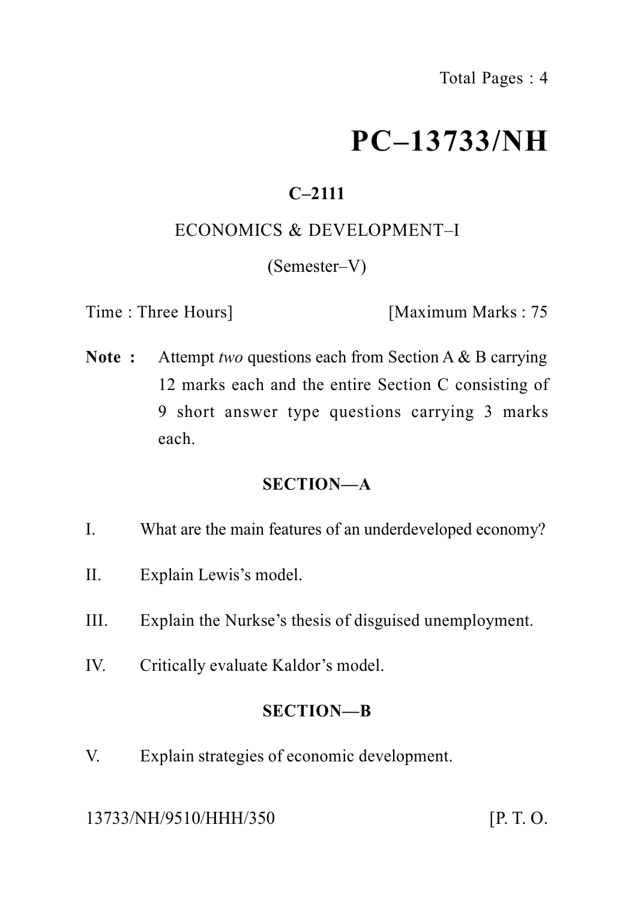Total Pages : 4

# PC–13733/NH

**C–2111**

ECONOMICS & DEVELOPMENT–I

(Semester–V)

Time : Three Hours] [Maximum Marks : 75

**Note :** Attempt *two* questions each from Section A & B carrying 12 marks each and the entire Section C consisting of 9 short answer type questions carrying 3 marks each.

## SECTION—A

I. What are the main features of an underdeveloped economy?

II. Explain Lewis's model.

III. Explain the Nurkse's thesis of disguised unemployment.

IV. Critically evaluate Kaldor's model.

## SECTION—B

V. Explain strategies of economic development.

13733/NH/9510/HHH/350 [P. T. O.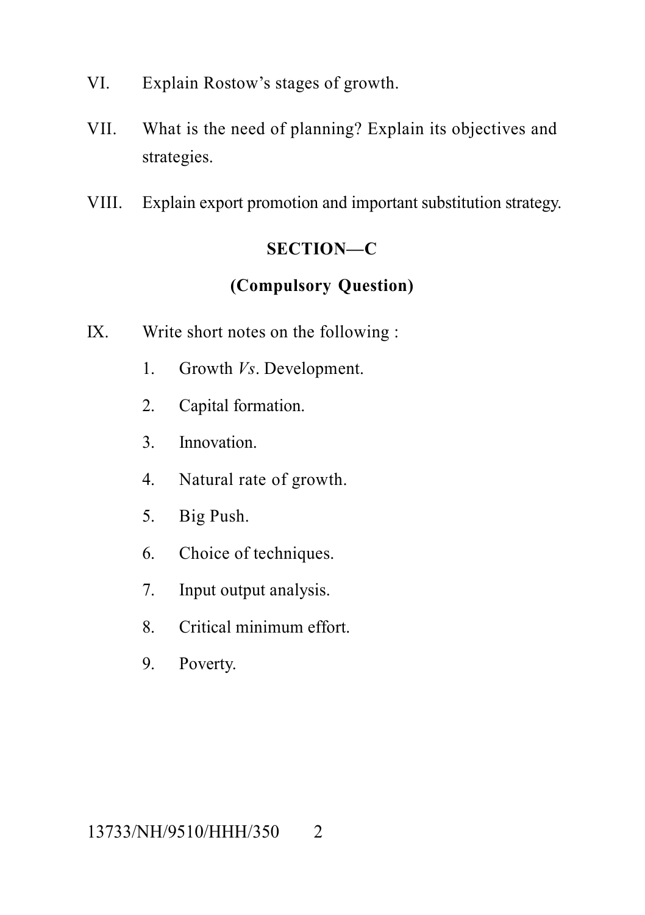VI. Explain Rostow's stages of growth.

VII. What is the need of planning? Explain its objectives and strategies.

VIII. Explain export promotion and important substitution strategy.

## SECTION—C

### (Compulsory Question)

IX. Write short notes on the following :

1. Growth *Vs*. Development.
2. Capital formation.
3. Innovation.
4. Natural rate of growth.
5. Big Push.
6. Choice of techniques.
7. Input output analysis.
8. Critical minimum effort.
9. Poverty.

13733/NH/9510/HHH/350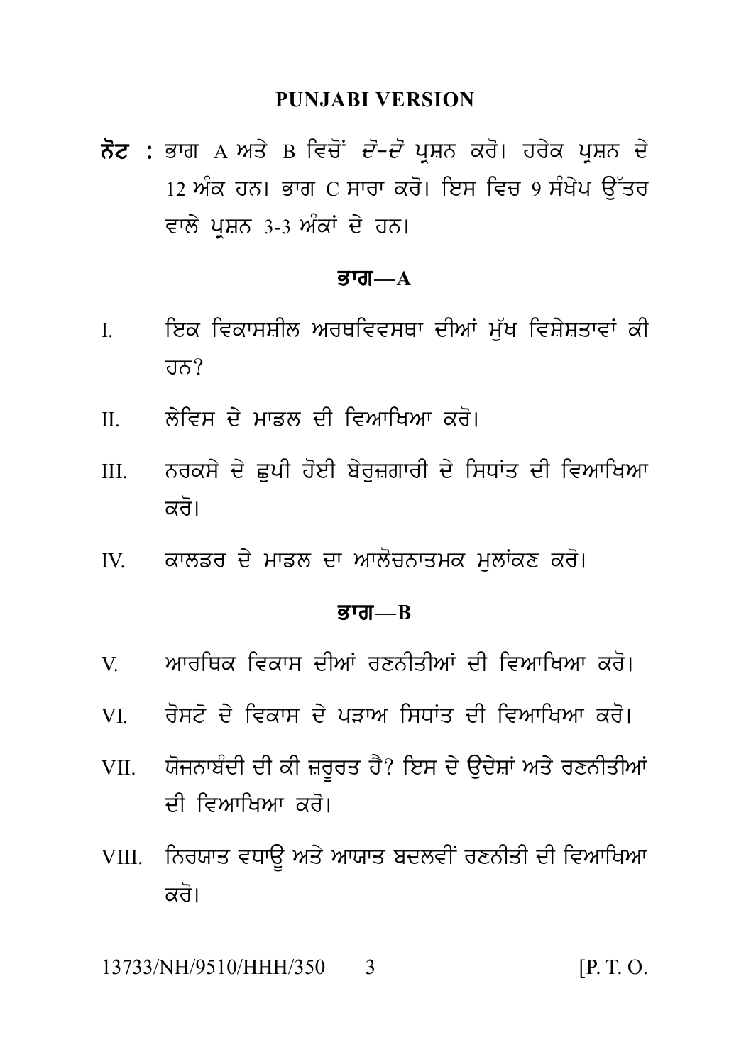## PUNJABI VERSION

**ਨੋਟ :** ਭਾਗ A ਅਤੇ B ਵਿਚੋਂ *ਦੋ-ਦੋ* ਪ੍ਰਸ਼ਨ ਕਰੋ। ਹਰੇਕ ਪ੍ਰਸ਼ਨ ਦੇ 12 ਅੰਕ ਹਨ। ਭਾਗ C ਸਾਰਾ ਕਰੋ। ਇਸ ਵਿਚ 9 ਸੰਖੇਪ ਉੱਤਰ ਵਾਲੇ ਪ੍ਰਸ਼ਨ 3-3 ਅੰਕਾਂ ਦੇ ਹਨ।

### ਭਾਗ—A

I. ਇਕ ਵਿਕਾਸਸ਼ੀਲ ਅਰਥਵਿਵਸਥਾ ਦੀਆਂ ਮੁੱਖ ਵਿਸ਼ੇਸ਼ਤਾਵਾਂ ਕੀ ਹਨ?

II. ਲੇਵਿਸ ਦੇ ਮਾਡਲ ਦੀ ਵਿਆਖਿਆ ਕਰੋ।

III. ਨਰਕਸੇ ਦੇ ਛੁਪੀ ਹੋਈ ਬੇਰੁਜ਼ਗਾਰੀ ਦੇ ਸਿਧਾਂਤ ਦੀ ਵਿਆਖਿਆ ਕਰੋ।

IV. ਕਾਲਡਰ ਦੇ ਮਾਡਲ ਦਾ ਆਲੋਚਨਾਤਮਕ ਮੁਲਾਂਕਣ ਕਰੋ।

### ਭਾਗ—B

V. ਆਰਥਿਕ ਵਿਕਾਸ ਦੀਆਂ ਰਣਨੀਤੀਆਂ ਦੀ ਵਿਆਖਿਆ ਕਰੋ।

VI. ਰੋਸਟੋ ਦੇ ਵਿਕਾਸ ਦੇ ਪੜਾਅ ਸਿਧਾਂਤ ਦੀ ਵਿਆਖਿਆ ਕਰੋ।

VII. ਯੋਜਨਾਬੰਦੀ ਦੀ ਕੀ ਜ਼ਰੂਰਤ ਹੈ? ਇਸ ਦੇ ਉਦੇਸ਼ਾਂ ਅਤੇ ਰਣਨੀਤੀਆਂ ਦੀ ਵਿਆਖਿਆ ਕਰੋ।

VIII. ਨਿਰਯਾਤ ਵਧਾਊ ਅਤੇ ਆਯਾਤ ਬਦਲਵੀਂ ਰਣਨੀਤੀ ਦੀ ਵਿਆਖਿਆ ਕਰੋ।

13733/NH/9510/HHH/350 [P. T. O.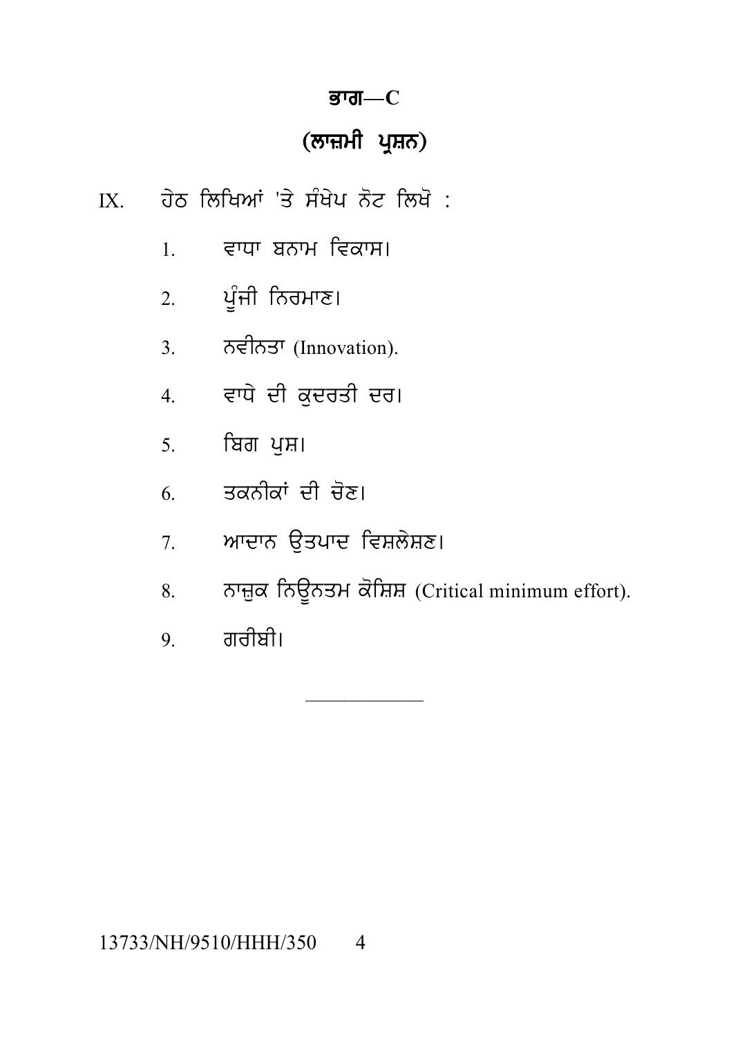## ਭਾਗ—C

## (ਲਾਜ਼ਮੀ ਪ੍ਰਸ਼ਨ)

IX. ਹੇਠ ਲਿਖਿਆਂ 'ਤੇ ਸੰਖੇਪ ਨੋਟ ਲਿਖੋ :

1. ਵਾਧਾ ਬਨਾਮ ਵਿਕਾਸ।
2. ਪੂੰਜੀ ਨਿਰਮਾਣ।
3. ਨਵੀਨਤਾ (Innovation).
4. ਵਾਧੇ ਦੀ ਕੁਦਰਤੀ ਦਰ।
5. ਬਿਗ ਪੁਸ਼।
6. ਤਕਨੀਕਾਂ ਦੀ ਚੋਣ।
7. ਆਦਾਨ ਉਤਪਾਦ ਵਿਸ਼ਲੇਸ਼ਣ।
8. ਨਾਜ਼ੁਕ ਨਿਊਨਤਮ ਕੋਸ਼ਿਸ਼ (Critical minimum effort).
9. ਗਰੀਬੀ।

---

13733/NH/9510/HHH/350